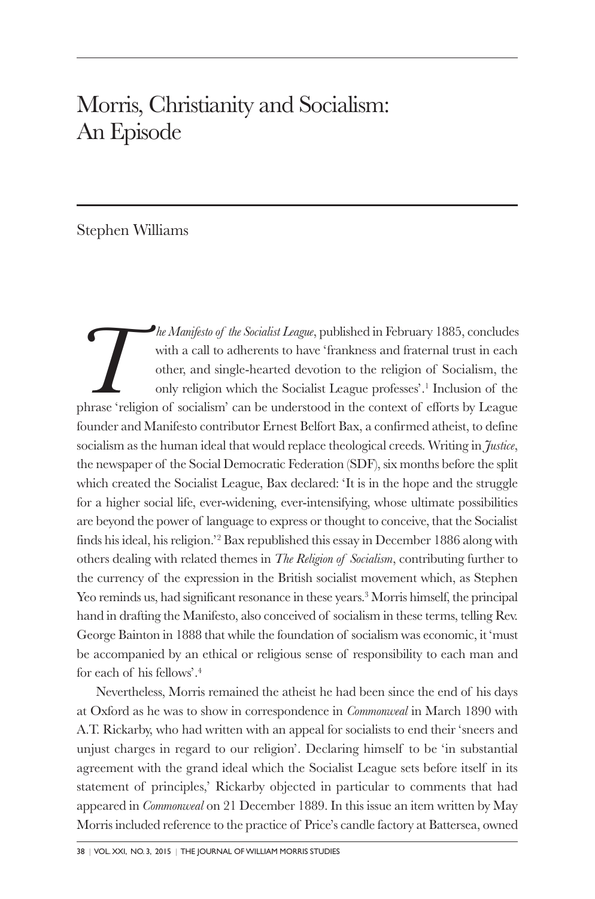# Morris, Christianity and Socialism: An Episode

Stephen Williams

*The Manifesto of the Socialist League*, published in February 1885, concludes with a call to adherents to have 'frankness and fraternal trust in each other, and single-hearted devotion to the religion of Socialism, the only religion which the Socialist League professes'.[1] Inclusion of the phrase 'religion of socialism' can be understood in the context of efforts by League founder and Manifesto contributor Ernest Belfort Bax, a confirmed atheist, to define socialism as the human ideal that would replace theological creeds. Writing in *Justice*, the newspaper of the Social Democratic Federation (SDF), six months before the split which created the Socialist League, Bax declared: 'It is in the hope and the struggle for a higher social life, ever-widening, ever-intensifying, whose ultimate possibilities are beyond the power of language to express or thought to conceive, that the Socialist finds his ideal, his religion.'[2] Bax republished this essay in December 1886 along with others dealing with related themes in *The Religion of Socialism*, contributing further to the currency of the expression in the British socialist movement which, as Stephen Yeo reminds us, had significant resonance in these years.[3] Morris himself, the principal hand in drafting the Manifesto, also conceived of socialism in these terms, telling Rev. George Bainton in 1888 that while the foundation of socialism was economic, it 'must be accompanied by an ethical or religious sense of responsibility to each man and for each of his fellows'.[4]

Nevertheless, Morris remained the atheist he had been since the end of his days at Oxford as he was to show in correspondence in *Commonweal* in March 1890 with A.T. Rickarby, who had written with an appeal for socialists to end their 'sneers and unjust charges in regard to our religion'. Declaring himself to be 'in substantial agreement with the grand ideal which the Socialist League sets before itself in its statement of principles,' Rickarby objected in particular to comments that had appeared in *Commonweal* on 21 December 1889. In this issue an item written by May Morris included reference to the practice of Price's candle factory at Battersea, owned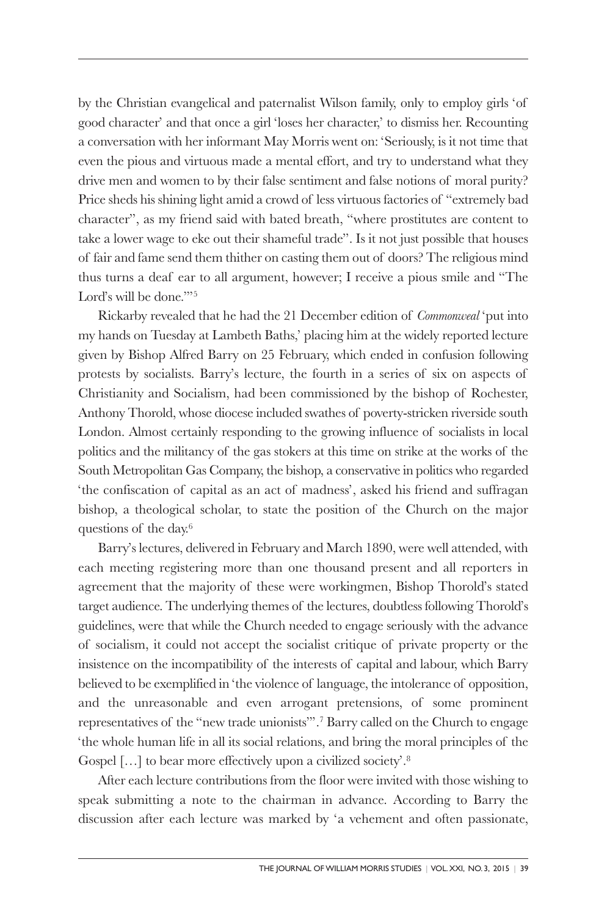by the Christian evangelical and paternalist Wilson family, only to employ girls 'of good character' and that once a girl 'loses her character,' to dismiss her. Recounting a conversation with her informant May Morris went on: 'Seriously, is it not time that even the pious and virtuous made a mental effort, and try to understand what they drive men and women to by their false sentiment and false notions of moral purity? Price sheds his shining light amid a crowd of less virtuous factories of "extremely bad character", as my friend said with bated breath, "where prostitutes are content to take a lower wage to eke out their shameful trade". Is it not just possible that houses of fair and fame send them thither on casting them out of doors? The religious mind thus turns a deaf ear to all argument, however; I receive a pious smile and "The Lord's will be done."'[5]

Rickarby revealed that he had the 21 December edition of *Commonweal* 'put into my hands on Tuesday at Lambeth Baths,' placing him at the widely reported lecture given by Bishop Alfred Barry on 25 February, which ended in confusion following protests by socialists. Barry's lecture, the fourth in a series of six on aspects of Christianity and Socialism, had been commissioned by the bishop of Rochester, Anthony Thorold, whose diocese included swathes of poverty-stricken riverside south London. Almost certainly responding to the growing influence of socialists in local politics and the militancy of the gas stokers at this time on strike at the works of the South Metropolitan Gas Company, the bishop, a conservative in politics who regarded 'the confiscation of capital as an act of madness', asked his friend and suffragan bishop, a theological scholar, to state the position of the Church on the major questions of the day.[6]

Barry's lectures, delivered in February and March 1890, were well attended, with each meeting registering more than one thousand present and all reporters in agreement that the majority of these were workingmen, Bishop Thorold's stated target audience. The underlying themes of the lectures, doubtless following Thorold's guidelines, were that while the Church needed to engage seriously with the advance of socialism, it could not accept the socialist critique of private property or the insistence on the incompatibility of the interests of capital and labour, which Barry believed to be exemplified in 'the violence of language, the intolerance of opposition, and the unreasonable and even arrogant pretensions, of some prominent representatives of the "new trade unionists"'.[7] Barry called on the Church to engage 'the whole human life in all its social relations, and bring the moral principles of the Gospel […] to bear more effectively upon a civilized society'.[8]

After each lecture contributions from the floor were invited with those wishing to speak submitting a note to the chairman in advance. According to Barry the discussion after each lecture was marked by 'a vehement and often passionate,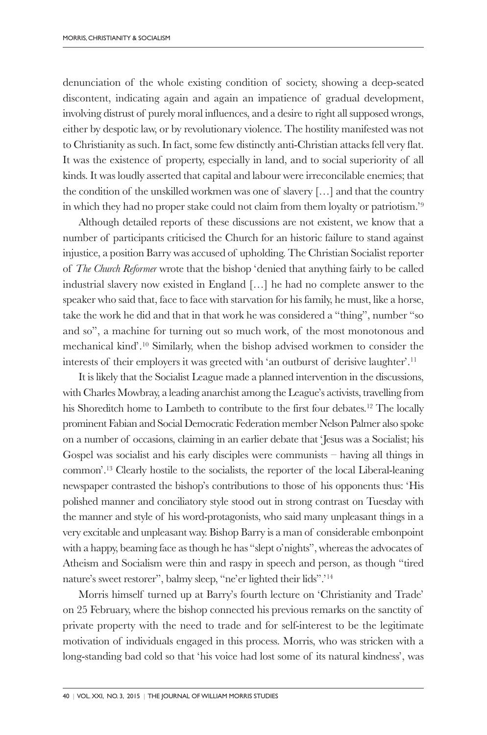denunciation of the whole existing condition of society, showing a deep-seated discontent, indicating again and again an impatience of gradual development, involving distrust of purely moral influences, and a desire to right all supposed wrongs, either by despotic law, or by revolutionary violence. The hostility manifested was not to Christianity as such. In fact, some few distinctly anti-Christian attacks fell very flat. It was the existence of property, especially in land, and to social superiority of all kinds. It was loudly asserted that capital and labour were irreconcilable enemies; that the condition of the unskilled workmen was one of slavery […] and that the country in which they had no proper stake could not claim from them loyalty or patriotism.'[9]

Although detailed reports of these discussions are not existent, we know that a number of participants criticised the Church for an historic failure to stand against injustice, a position Barry was accused of upholding. The Christian Socialist reporter of *The Church Reformer* wrote that the bishop 'denied that anything fairly to be called industrial slavery now existed in England […] he had no complete answer to the speaker who said that, face to face with starvation for his family, he must, like a horse, take the work he did and that in that work he was considered a "thing", number "so and so", a machine for turning out so much work, of the most monotonous and mechanical kind'.[10] Similarly, when the bishop advised workmen to consider the interests of their employers it was greeted with 'an outburst of derisive laughter'.[11]

It is likely that the Socialist League made a planned intervention in the discussions, with Charles Mowbray, a leading anarchist among the League's activists, travelling from his Shoreditch home to Lambeth to contribute to the first four debates.[12] The locally prominent Fabian and Social Democratic Federation member Nelson Palmer also spoke on a number of occasions, claiming in an earlier debate that 'Jesus was a Socialist; his Gospel was socialist and his early disciples were communists – having all things in common'.[13] Clearly hostile to the socialists, the reporter of the local Liberal-leaning newspaper contrasted the bishop's contributions to those of his opponents thus: 'His polished manner and conciliatory style stood out in strong contrast on Tuesday with the manner and style of his word-protagonists, who said many unpleasant things in a very excitable and unpleasant way. Bishop Barry is a man of considerable embonpoint with a happy, beaming face as though he has "slept o'nights", whereas the advocates of Atheism and Socialism were thin and raspy in speech and person, as though "tired nature's sweet restorer", balmy sleep, "ne'er lighted their lids".'[14]

Morris himself turned up at Barry's fourth lecture on 'Christianity and Trade' on 25 February, where the bishop connected his previous remarks on the sanctity of private property with the need to trade and for self-interest to be the legitimate motivation of individuals engaged in this process. Morris, who was stricken with a long-standing bad cold so that 'his voice had lost some of its natural kindness', was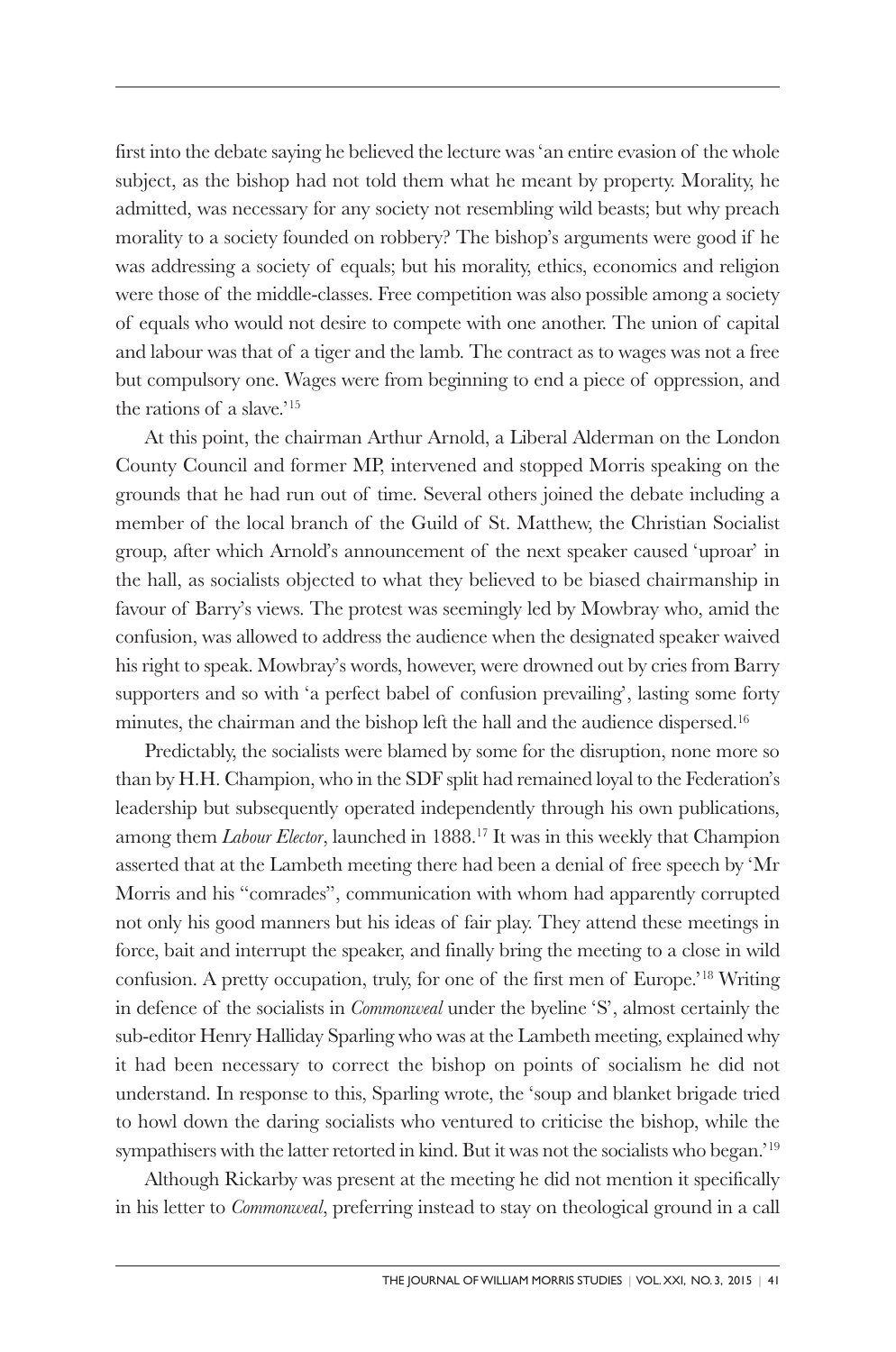first into the debate saying he believed the lecture was 'an entire evasion of the whole subject, as the bishop had not told them what he meant by property. Morality, he admitted, was necessary for any society not resembling wild beasts; but why preach morality to a society founded on robbery? The bishop's arguments were good if he was addressing a society of equals; but his morality, ethics, economics and religion were those of the middle-classes. Free competition was also possible among a society of equals who would not desire to compete with one another. The union of capital and labour was that of a tiger and the lamb. The contract as to wages was not a free but compulsory one. Wages were from beginning to end a piece of oppression, and the rations of a slave.'[15]

At this point, the chairman Arthur Arnold, a Liberal Alderman on the London County Council and former MP, intervened and stopped Morris speaking on the grounds that he had run out of time. Several others joined the debate including a member of the local branch of the Guild of St. Matthew, the Christian Socialist group, after which Arnold's announcement of the next speaker caused 'uproar' in the hall, as socialists objected to what they believed to be biased chairmanship in favour of Barry's views. The protest was seemingly led by Mowbray who, amid the confusion, was allowed to address the audience when the designated speaker waived his right to speak. Mowbray's words, however, were drowned out by cries from Barry supporters and so with 'a perfect babel of confusion prevailing', lasting some forty minutes, the chairman and the bishop left the hall and the audience dispersed.[16]

Predictably, the socialists were blamed by some for the disruption, none more so than by H.H. Champion, who in the SDF split had remained loyal to the Federation's leadership but subsequently operated independently through his own publications, among them *Labour Elector*, launched in 1888.[17] It was in this weekly that Champion asserted that at the Lambeth meeting there had been a denial of free speech by 'Mr Morris and his "comrades", communication with whom had apparently corrupted not only his good manners but his ideas of fair play. They attend these meetings in force, bait and interrupt the speaker, and finally bring the meeting to a close in wild confusion. A pretty occupation, truly, for one of the first men of Europe.'[18] Writing in defence of the socialists in *Commonweal* under the byeline 'S', almost certainly the sub-editor Henry Halliday Sparling who was at the Lambeth meeting, explained why it had been necessary to correct the bishop on points of socialism he did not understand. In response to this, Sparling wrote, the 'soup and blanket brigade tried to howl down the daring socialists who ventured to criticise the bishop, while the sympathisers with the latter retorted in kind. But it was not the socialists who began.'[19]

Although Rickarby was present at the meeting he did not mention it specifically in his letter to *Commonweal*, preferring instead to stay on theological ground in a call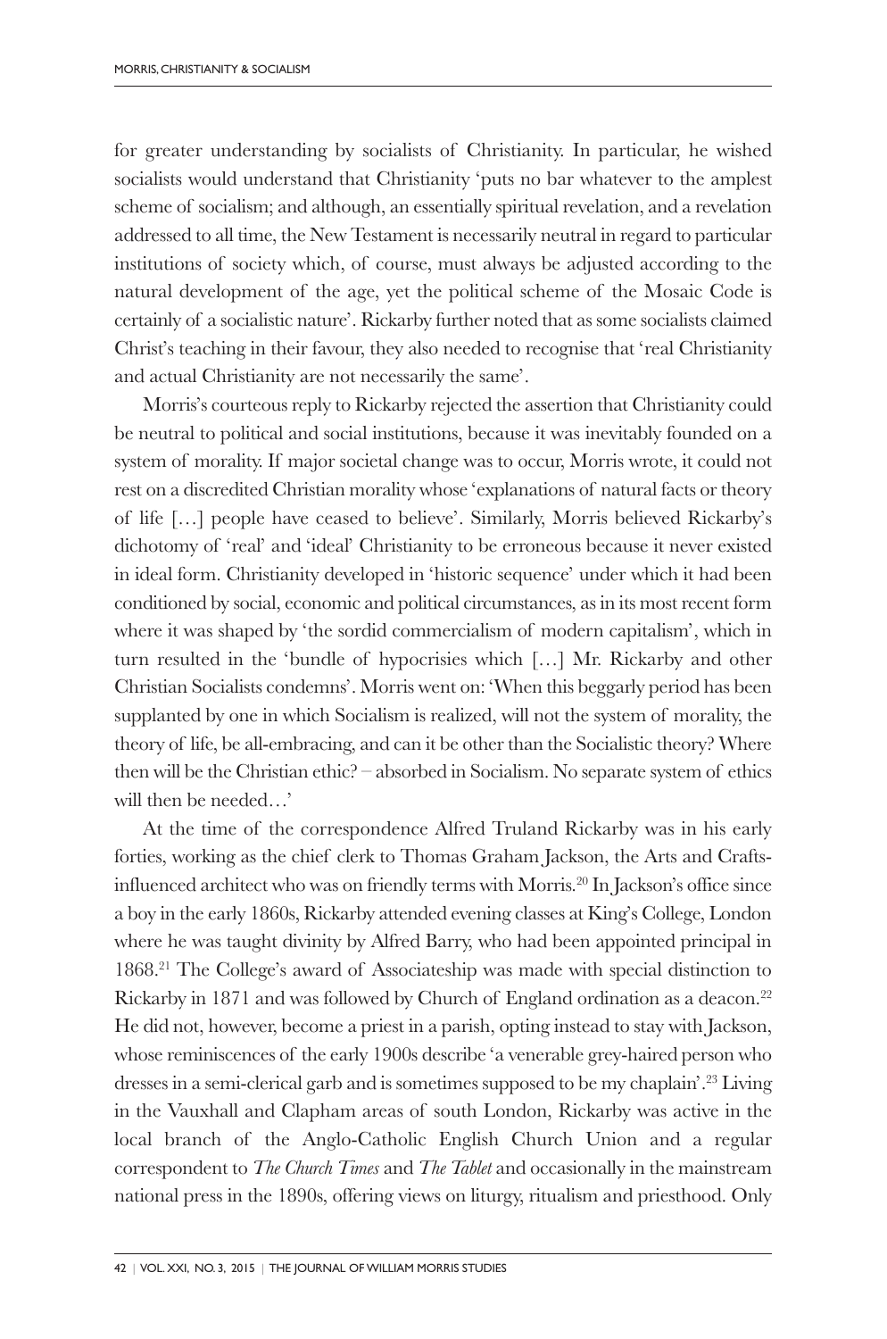for greater understanding by socialists of Christianity. In particular, he wished socialists would understand that Christianity 'puts no bar whatever to the amplest scheme of socialism; and although, an essentially spiritual revelation, and a revelation addressed to all time, the New Testament is necessarily neutral in regard to particular institutions of society which, of course, must always be adjusted according to the natural development of the age, yet the political scheme of the Mosaic Code is certainly of a socialistic nature'. Rickarby further noted that as some socialists claimed Christ's teaching in their favour, they also needed to recognise that 'real Christianity and actual Christianity are not necessarily the same'.

Morris's courteous reply to Rickarby rejected the assertion that Christianity could be neutral to political and social institutions, because it was inevitably founded on a system of morality. If major societal change was to occur, Morris wrote, it could not rest on a discredited Christian morality whose 'explanations of natural facts or theory of life […] people have ceased to believe'. Similarly, Morris believed Rickarby's dichotomy of 'real' and 'ideal' Christianity to be erroneous because it never existed in ideal form. Christianity developed in 'historic sequence' under which it had been conditioned by social, economic and political circumstances, as in its most recent form where it was shaped by 'the sordid commercialism of modern capitalism', which in turn resulted in the 'bundle of hypocrisies which […] Mr. Rickarby and other Christian Socialists condemns'. Morris went on: 'When this beggarly period has been supplanted by one in which Socialism is realized, will not the system of morality, the theory of life, be all-embracing, and can it be other than the Socialistic theory? Where then will be the Christian ethic? – absorbed in Socialism. No separate system of ethics will then be needed…'

At the time of the correspondence Alfred Truland Rickarby was in his early forties, working as the chief clerk to Thomas Graham Jackson, the Arts and Crafts-influenced architect who was on friendly terms with Morris.[20] In Jackson's office since a boy in the early 1860s, Rickarby attended evening classes at King's College, London where he was taught divinity by Alfred Barry, who had been appointed principal in 1868.[21] The College's award of Associateship was made with special distinction to Rickarby in 1871 and was followed by Church of England ordination as a deacon.[22] He did not, however, become a priest in a parish, opting instead to stay with Jackson, whose reminiscences of the early 1900s describe 'a venerable grey-haired person who dresses in a semi-clerical garb and is sometimes supposed to be my chaplain'.[23] Living in the Vauxhall and Clapham areas of south London, Rickarby was active in the local branch of the Anglo-Catholic English Church Union and a regular correspondent to *The Church Times* and *The Tablet* and occasionally in the mainstream national press in the 1890s, offering views on liturgy, ritualism and priesthood. Only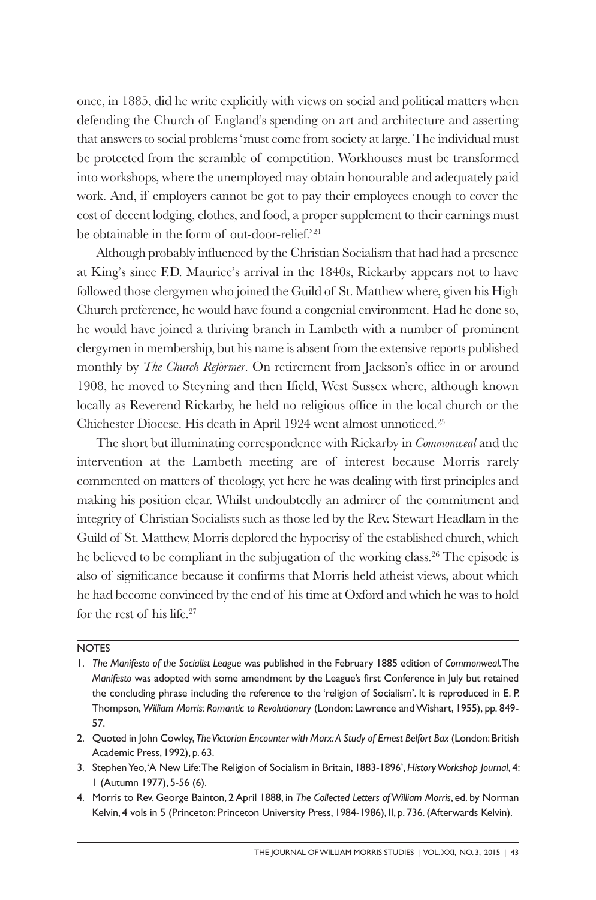once, in 1885, did he write explicitly with views on social and political matters when defending the Church of England's spending on art and architecture and asserting that answers to social problems 'must come from society at large. The individual must be protected from the scramble of competition. Workhouses must be transformed into workshops, where the unemployed may obtain honourable and adequately paid work. And, if employers cannot be got to pay their employees enough to cover the cost of decent lodging, clothes, and food, a proper supplement to their earnings must be obtainable in the form of out-door-relief.'[24]

Although probably influenced by the Christian Socialism that had had a presence at King's since F.D. Maurice's arrival in the 1840s, Rickarby appears not to have followed those clergymen who joined the Guild of St. Matthew where, given his High Church preference, he would have found a congenial environment. Had he done so, he would have joined a thriving branch in Lambeth with a number of prominent clergymen in membership, but his name is absent from the extensive reports published monthly by *The Church Reformer*. On retirement from Jackson's office in or around 1908, he moved to Steyning and then Ifield, West Sussex where, although known locally as Reverend Rickarby, he held no religious office in the local church or the Chichester Diocese. His death in April 1924 went almost unnoticed.[25]

The short but illuminating correspondence with Rickarby in *Commonweal* and the intervention at the Lambeth meeting are of interest because Morris rarely commented on matters of theology, yet here he was dealing with first principles and making his position clear. Whilst undoubtedly an admirer of the commitment and integrity of Christian Socialists such as those led by the Rev. Stewart Headlam in the Guild of St. Matthew, Morris deplored the hypocrisy of the established church, which he believed to be compliant in the subjugation of the working class.[26] The episode is also of significance because it confirms that Morris held atheist views, about which he had become convinced by the end of his time at Oxford and which he was to hold for the rest of his life.[27]

NOTES

1. *The Manifesto of the Socialist League* was published in the February 1885 edition of *Commonweal*. The *Manifesto* was adopted with some amendment by the League's first Conference in July but retained the concluding phrase including the reference to the 'religion of Socialism'. It is reproduced in E. P. Thompson, *William Morris: Romantic to Revolutionary* (London: Lawrence and Wishart, 1955), pp. 849-57.
2. Quoted in John Cowley, *The Victorian Encounter with Marx: A Study of Ernest Belfort Bax* (London: British Academic Press, 1992), p. 63.
3. Stephen Yeo, 'A New Life: The Religion of Socialism in Britain, 1883-1896', *History Workshop Journal*, 4: 1 (Autumn 1977), 5-56 (6).
4. Morris to Rev. George Bainton, 2 April 1888, in *The Collected Letters of William Morris*, ed. by Norman Kelvin, 4 vols in 5 (Princeton: Princeton University Press, 1984-1986), II, p. 736. (Afterwards Kelvin).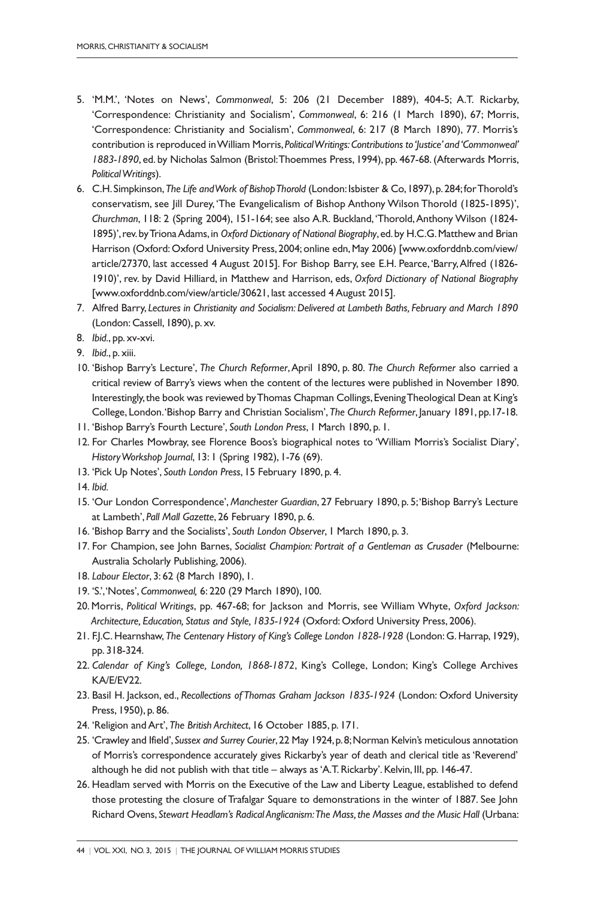5. 'M.M.', 'Notes on News', *Commonweal*, 5: 206 (21 December 1889), 404-5; A.T. Rickarby, 'Correspondence: Christianity and Socialism', *Commonweal*, 6: 216 (1 March 1890), 67; Morris, 'Correspondence: Christianity and Socialism', *Commonweal*, 6: 217 (8 March 1890), 77. Morris's contribution is reproduced in William Morris, *Political Writings: Contributions to 'Justice' and 'Commonweal' 1883-1890*, ed. by Nicholas Salmon (Bristol: Thoemmes Press, 1994), pp. 467-68. (Afterwards Morris, *Political Writings*).
6. C.H. Simpkinson, *The Life and Work of Bishop Thorold* (London: Isbister & Co, 1897), p. 284; for Thorold's conservatism, see Jill Durey, 'The Evangelicalism of Bishop Anthony Wilson Thorold (1825-1895)', *Churchman*, 118: 2 (Spring 2004), 151-164; see also A.R. Buckland, 'Thorold, Anthony Wilson (1824-1895)', rev. by Triona Adams, in *Oxford Dictionary of National Biography*, ed. by H.C.G. Matthew and Brian Harrison (Oxford: Oxford University Press, 2004; online edn, May 2006) [www.oxforddnb.com/view/article/27370, last accessed 4 August 2015]. For Bishop Barry, see E.H. Pearce, 'Barry, Alfred (1826-1910)', rev. by David Hilliard, in Matthew and Harrison, eds, *Oxford Dictionary of National Biography* [www.oxforddnb.com/view/article/30621, last accessed 4 August 2015].
7. Alfred Barry, *Lectures in Christianity and Socialism: Delivered at Lambeth Baths, February and March 1890* (London: Cassell, 1890), p. xv.
8. *Ibid.*, pp. xv-xvi.
9. *Ibid.*, p. xiii.
10. 'Bishop Barry's Lecture', *The Church Reformer*, April 1890, p. 80. *The Church Reformer* also carried a critical review of Barry's views when the content of the lectures were published in November 1890. Interestingly, the book was reviewed by Thomas Chapman Collings, Evening Theological Dean at King's College, London. 'Bishop Barry and Christian Socialism', *The Church Reformer*, January 1891, pp.17-18.
11. 'Bishop Barry's Fourth Lecture', *South London Press*, 1 March 1890, p. 1.
12. For Charles Mowbray, see Florence Boos's biographical notes to 'William Morris's Socialist Diary', *History Workshop Journal*, 13: 1 (Spring 1982), 1-76 (69).
13. 'Pick Up Notes', *South London Press*, 15 February 1890, p. 4.
14. *Ibid.*
15. 'Our London Correspondence', *Manchester Guardian*, 27 February 1890, p. 5; 'Bishop Barry's Lecture at Lambeth', *Pall Mall Gazette*, 26 February 1890, p. 6.
16. 'Bishop Barry and the Socialists', *South London Observer*, 1 March 1890, p. 3.
17. For Champion, see John Barnes, *Socialist Champion: Portrait of a Gentleman as Crusader* (Melbourne: Australia Scholarly Publishing, 2006).
18. *Labour Elector*, 3: 62 (8 March 1890), 1.
19. 'S.', 'Notes', *Commonweal,* 6: 220 (29 March 1890), 100.
20. Morris, *Political Writings*, pp. 467-68; for Jackson and Morris, see William Whyte, *Oxford Jackson: Architecture, Education, Status and Style, 1835-1924* (Oxford: Oxford University Press, 2006).
21. F.J.C. Hearnshaw, *The Centenary History of King's College London 1828-1928* (London: G. Harrap, 1929), pp. 318-324.
22. *Calendar of King's College, London, 1868-1872*, King's College, London; King's College Archives KA/E/EV22.
23. Basil H. Jackson, ed., *Recollections of Thomas Graham Jackson 1835-1924* (London: Oxford University Press, 1950), p. 86.
24. 'Religion and Art', *The British Architect*, 16 October 1885, p. 171.
25. 'Crawley and Ifield', *Sussex and Surrey Courier*, 22 May 1924, p. 8; Norman Kelvin's meticulous annotation of Morris's correspondence accurately gives Rickarby's year of death and clerical title as 'Reverend' although he did not publish with that title – always as 'A.T. Rickarby'. Kelvin, III, pp. 146-47.
26. Headlam served with Morris on the Executive of the Law and Liberty League, established to defend those protesting the closure of Trafalgar Square to demonstrations in the winter of 1887. See John Richard Ovens, *Stewart Headlam's Radical Anglicanism: The Mass, the Masses and the Music Hall* (Urbana: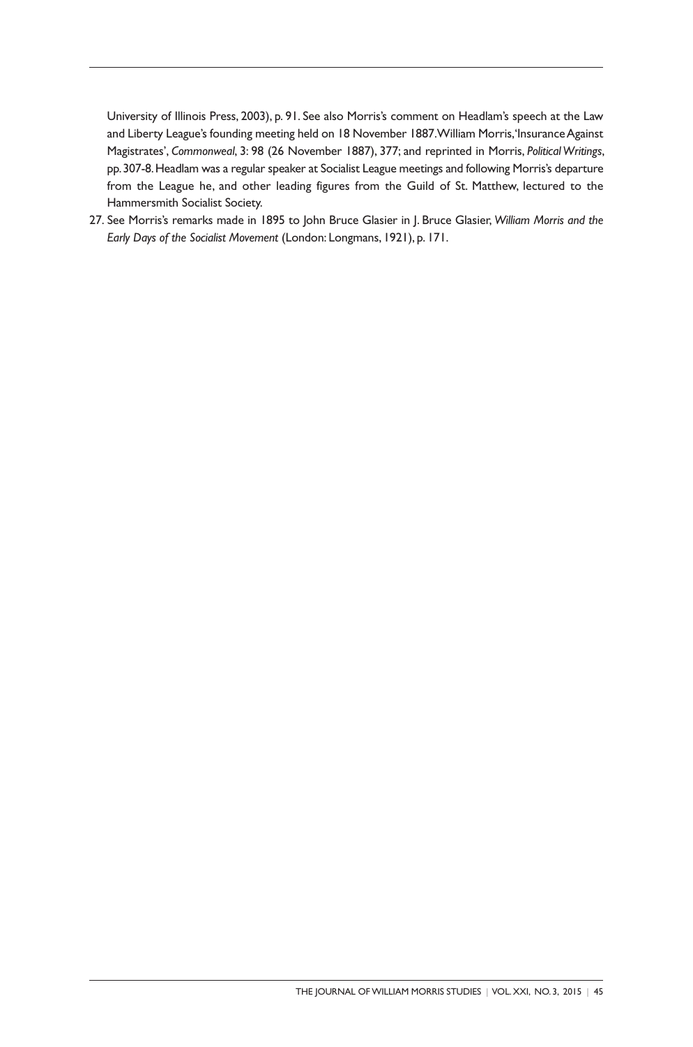University of Illinois Press, 2003), p. 91. See also Morris's comment on Headlam's speech at the Law and Liberty League's founding meeting held on 18 November 1887. William Morris, 'Insurance Against Magistrates', *Commonweal*, 3: 98 (26 November 1887), 377; and reprinted in Morris, *Political Writings*, pp. 307-8. Headlam was a regular speaker at Socialist League meetings and following Morris's departure from the League he, and other leading figures from the Guild of St. Matthew, lectured to the Hammersmith Socialist Society.

27. See Morris's remarks made in 1895 to John Bruce Glasier in J. Bruce Glasier, *William Morris and the Early Days of the Socialist Movement* (London: Longmans, 1921), p. 171.